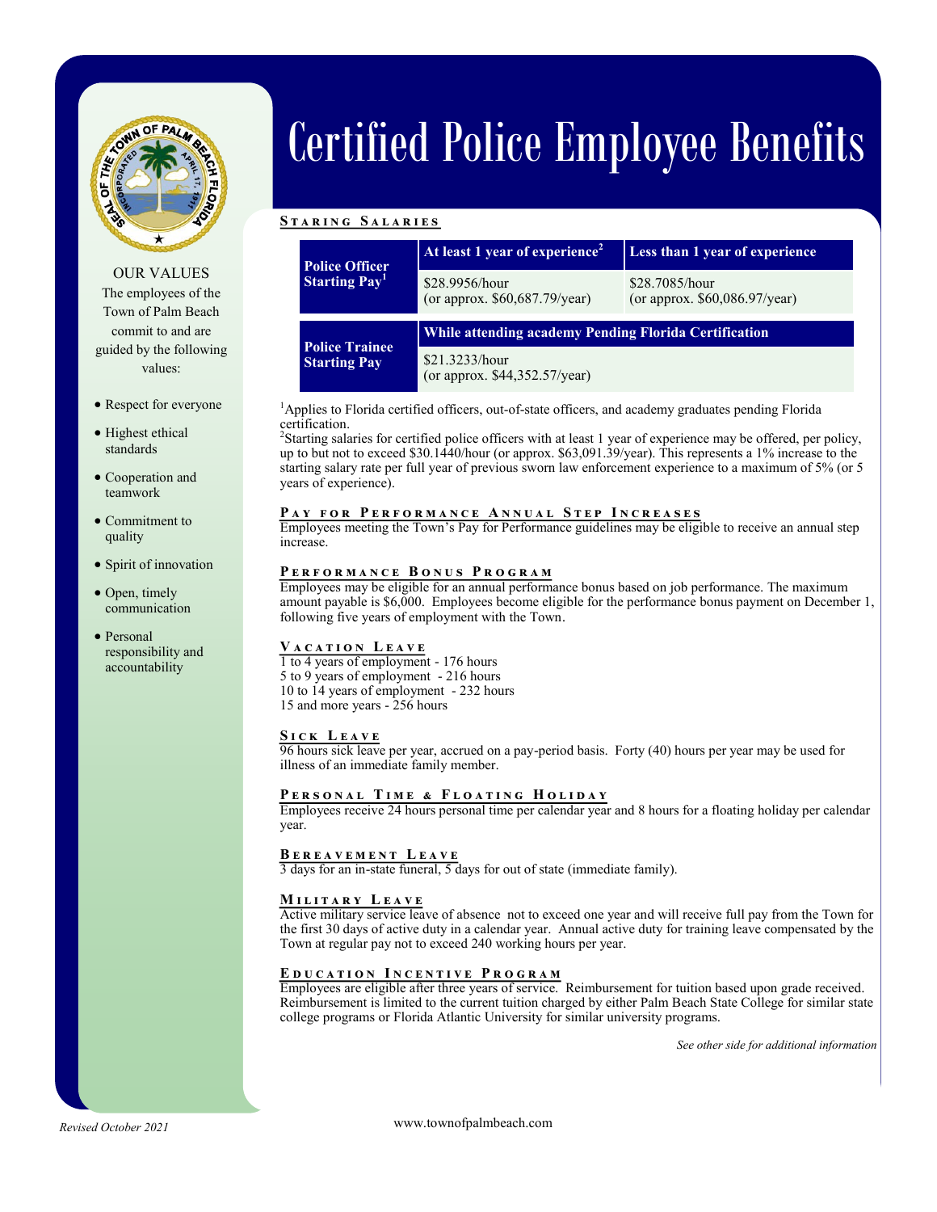# Certified Police Employee Benefits

OUR VALUES

The employees of the Town of Palm Beach commit to and are guided by the following values:

- Respect for everyone
- Highest ethical standards
- Cooperation and teamwork
- Commitment to quality
- Spirit of innovation
- Open, timely communication
- Personal responsibility and accountability

## Staring Salaries

| Police Officer Starting Pay[1] | At least 1 year of experience[2] | Less than 1 year of experience |
|---|---|---|
| | $28.9956/hour (or approx. $60,687.79/year) | $28.7085/hour (or approx. $60,086.97/year) |

| Police Trainee Starting Pay | While attending academy Pending Florida Certification |
|---|---|
| | $21.3233/hour (or approx. $44,352.57/year) |

[1]Applies to Florida certified officers, out-of-state officers, and academy graduates pending Florida certification.
[2]Starting salaries for certified police officers with at least 1 year of experience may be offered, per policy, up to but not to exceed $30.1440/hour (or approx. $63,091.39/year). This represents a 1% increase to the starting salary rate per full year of previous sworn law enforcement experience to a maximum of 5% (or 5 years of experience).

## Pay for Performance Annual Step Increases

Employees meeting the Town's Pay for Performance guidelines may be eligible to receive an annual step increase.

## Performance Bonus Program

Employees may be eligible for an annual performance bonus based on job performance. The maximum amount payable is $6,000. Employees become eligible for the performance bonus payment on December 1, following five years of employment with the Town.

## Vacation Leave

1 to 4 years of employment - 176 hours
5 to 9 years of employment - 216 hours
10 to 14 years of employment - 232 hours
15 and more years - 256 hours

## Sick Leave

96 hours sick leave per year, accrued on a pay-period basis. Forty (40) hours per year may be used for illness of an immediate family member.

## Personal Time & Floating Holiday

Employees receive 24 hours personal time per calendar year and 8 hours for a floating holiday per calendar year.

## Bereavement Leave

3 days for an in-state funeral, 5 days for out of state (immediate family).

## Military Leave

Active military service leave of absence not to exceed one year and will receive full pay from the Town for the first 30 days of active duty in a calendar year. Annual active duty for training leave compensated by the Town at regular pay not to exceed 240 working hours per year.

## Education Incentive Program

Employees are eligible after three years of service. Reimbursement for tuition based upon grade received. Reimbursement is limited to the current tuition charged by either Palm Beach State College for similar state college programs or Florida Atlantic University for similar university programs.

*See other side for additional information*

*Revised October 2021*

www.townofpalmbeach.com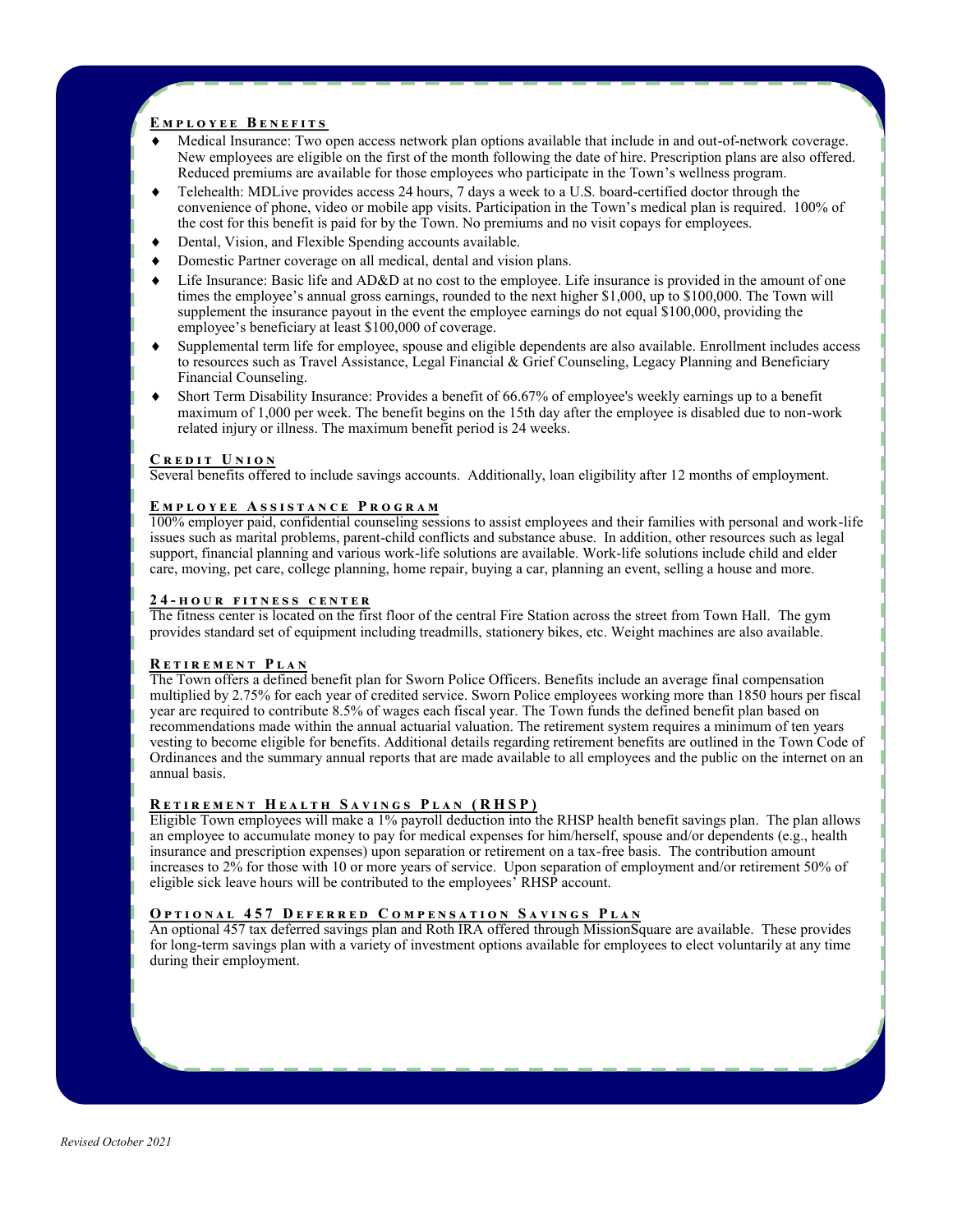## Employee Benefits

- Medical Insurance: Two open access network plan options available that include in and out-of-network coverage. New employees are eligible on the first of the month following the date of hire. Prescription plans are also offered. Reduced premiums are available for those employees who participate in the Town's wellness program.
- Telehealth: MDLive provides access 24 hours, 7 days a week to a U.S. board-certified doctor through the convenience of phone, video or mobile app visits. Participation in the Town's medical plan is required. 100% of the cost for this benefit is paid for by the Town. No premiums and no visit copays for employees.
- Dental, Vision, and Flexible Spending accounts available.
- Domestic Partner coverage on all medical, dental and vision plans.
- Life Insurance: Basic life and AD&D at no cost to the employee. Life insurance is provided in the amount of one times the employee's annual gross earnings, rounded to the next higher $1,000, up to $100,000. The Town will supplement the insurance payout in the event the employee earnings do not equal $100,000, providing the employee's beneficiary at least $100,000 of coverage.
- Supplemental term life for employee, spouse and eligible dependents are also available. Enrollment includes access to resources such as Travel Assistance, Legal Financial & Grief Counseling, Legacy Planning and Beneficiary Financial Counseling.
- Short Term Disability Insurance: Provides a benefit of 66.67% of employee's weekly earnings up to a benefit maximum of 1,000 per week. The benefit begins on the 15th day after the employee is disabled due to non-work related injury or illness. The maximum benefit period is 24 weeks.

## Credit Union

Several benefits offered to include savings accounts. Additionally, loan eligibility after 12 months of employment.

## Employee Assistance Program

100% employer paid, confidential counseling sessions to assist employees and their families with personal and work-life issues such as marital problems, parent-child conflicts and substance abuse. In addition, other resources such as legal support, financial planning and various work-life solutions are available. Work-life solutions include child and elder care, moving, pet care, college planning, home repair, buying a car, planning an event, selling a house and more.

## 24-hour fitness center

The fitness center is located on the first floor of the central Fire Station across the street from Town Hall. The gym provides standard set of equipment including treadmills, stationery bikes, etc. Weight machines are also available.

## Retirement Plan

The Town offers a defined benefit plan for Sworn Police Officers. Benefits include an average final compensation multiplied by 2.75% for each year of credited service. Sworn Police employees working more than 1850 hours per fiscal year are required to contribute 8.5% of wages each fiscal year. The Town funds the defined benefit plan based on recommendations made within the annual actuarial valuation. The retirement system requires a minimum of ten years vesting to become eligible for benefits. Additional details regarding retirement benefits are outlined in the Town Code of Ordinances and the summary annual reports that are made available to all employees and the public on the internet on an annual basis.

## Retirement Health Savings Plan (RHSP)

Eligible Town employees will make a 1% payroll deduction into the RHSP health benefit savings plan. The plan allows an employee to accumulate money to pay for medical expenses for him/herself, spouse and/or dependents (e.g., health insurance and prescription expenses) upon separation or retirement on a tax-free basis. The contribution amount increases to 2% for those with 10 or more years of service. Upon separation of employment and/or retirement 50% of eligible sick leave hours will be contributed to the employees' RHSP account.

## Optional 457 Deferred Compensation Savings Plan

An optional 457 tax deferred savings plan and Roth IRA offered through MissionSquare are available. These provides for long-term savings plan with a variety of investment options available for employees to elect voluntarily at any time during their employment.

*Revised October 2021*